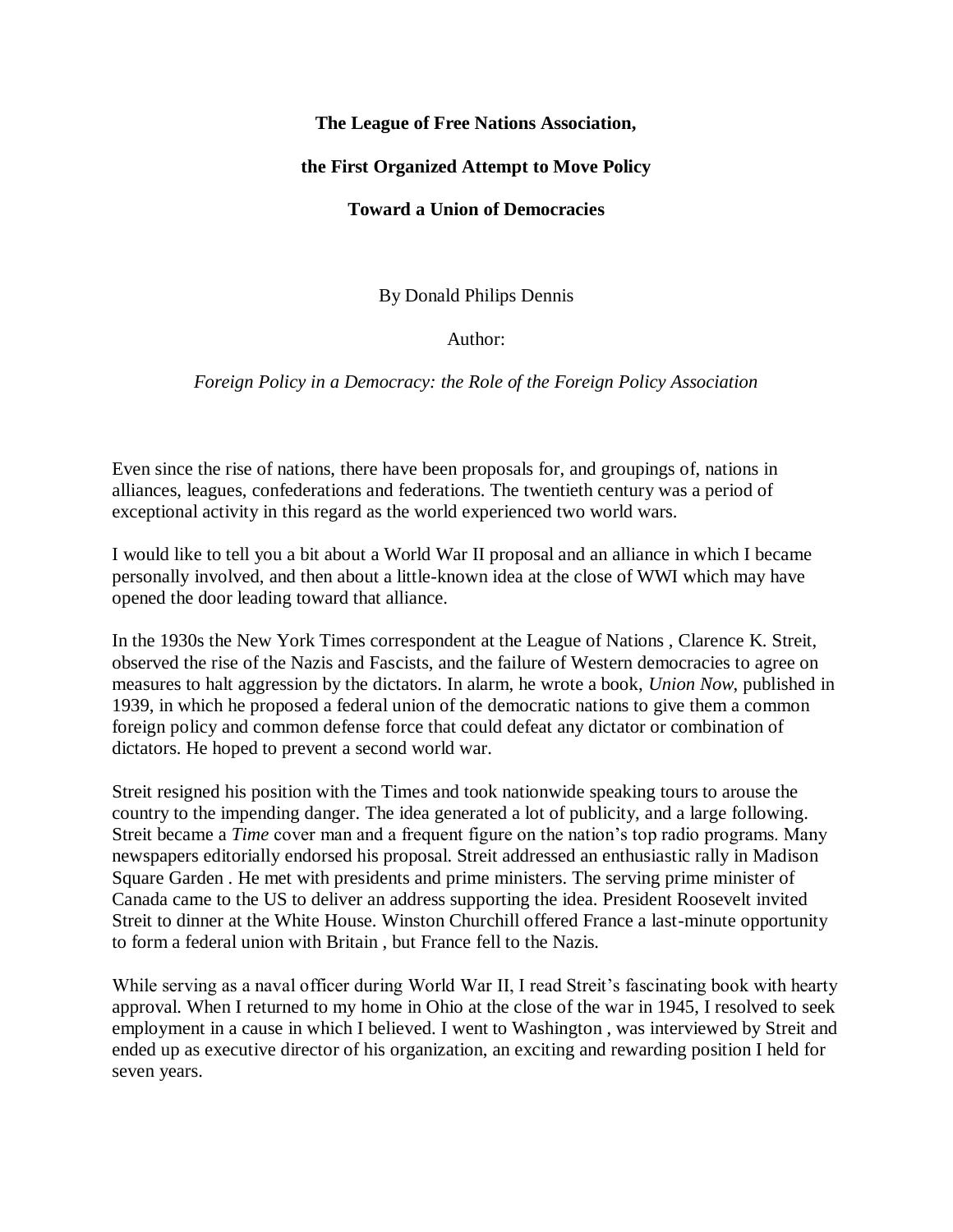# The League of Free Nations Association, the First Organized Attempt to Move Policy Toward a Union of Democracies

By Donald Philips Dennis

Author:

*Foreign Policy in a Democracy: the Role of the Foreign Policy Association*

Even since the rise of nations, there have been proposals for, and groupings of, nations in alliances, leagues, confederations and federations. The twentieth century was a period of exceptional activity in this regard as the world experienced two world wars.

I would like to tell you a bit about a World War II proposal and an alliance in which I became personally involved, and then about a little-known idea at the close of WWI which may have opened the door leading toward that alliance.

In the 1930s the New York Times correspondent at the League of Nations , Clarence K. Streit, observed the rise of the Nazis and Fascists, and the failure of Western democracies to agree on measures to halt aggression by the dictators. In alarm, he wrote a book, *Union Now*, published in 1939, in which he proposed a federal union of the democratic nations to give them a common foreign policy and common defense force that could defeat any dictator or combination of dictators. He hoped to prevent a second world war.

Streit resigned his position with the Times and took nationwide speaking tours to arouse the country to the impending danger. The idea generated a lot of publicity, and a large following. Streit became a *Time* cover man and a frequent figure on the nation's top radio programs. Many newspapers editorially endorsed his proposal. Streit addressed an enthusiastic rally in Madison Square Garden . He met with presidents and prime ministers. The serving prime minister of Canada came to the US to deliver an address supporting the idea. President Roosevelt invited Streit to dinner at the White House. Winston Churchill offered France a last-minute opportunity to form a federal union with Britain , but France fell to the Nazis.

While serving as a naval officer during World War II, I read Streit's fascinating book with hearty approval. When I returned to my home in Ohio at the close of the war in 1945, I resolved to seek employment in a cause in which I believed. I went to Washington , was interviewed by Streit and ended up as executive director of his organization, an exciting and rewarding position I held for seven years.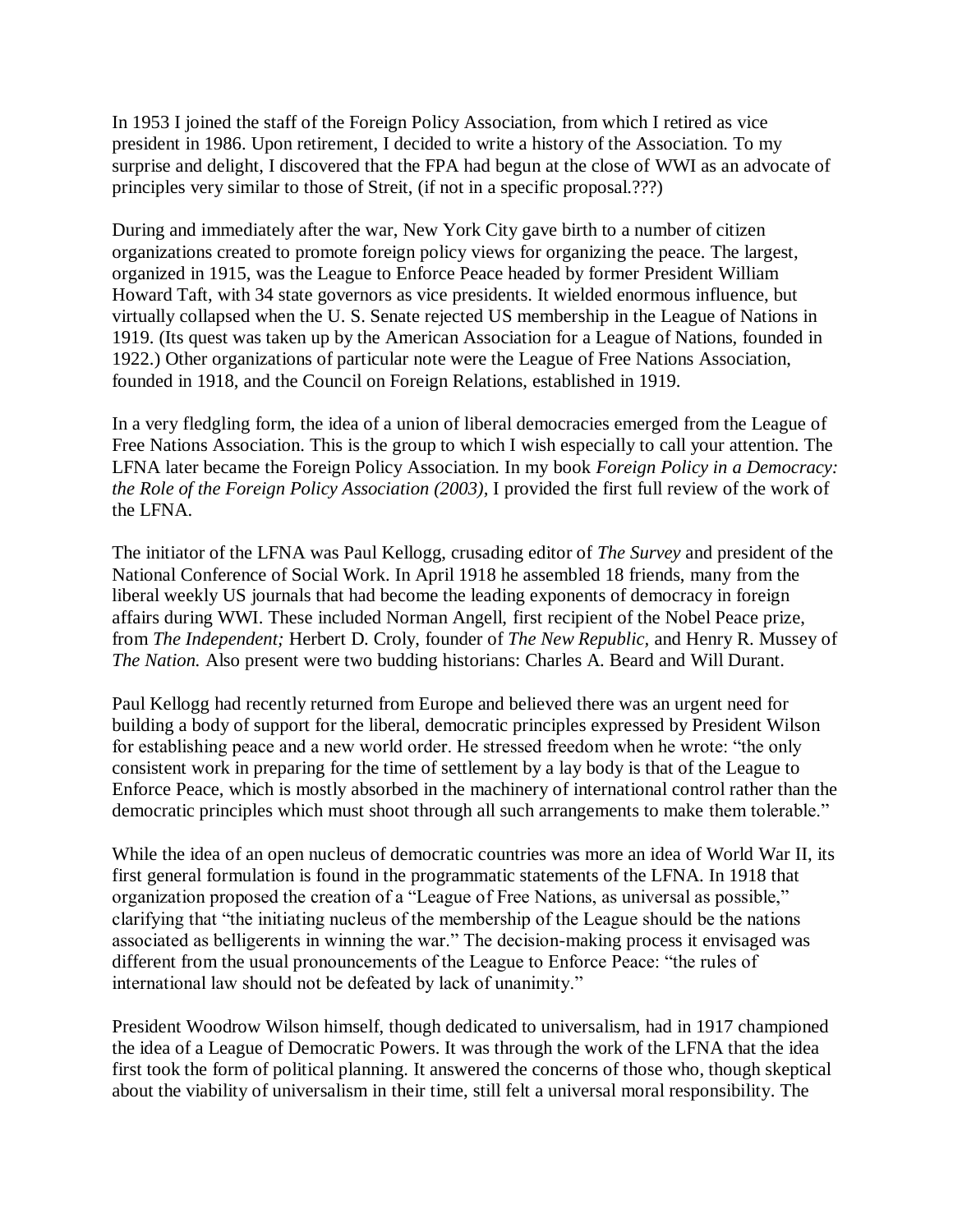In 1953 I joined the staff of the Foreign Policy Association, from which I retired as vice president in 1986. Upon retirement, I decided to write a history of the Association. To my surprise and delight, I discovered that the FPA had begun at the close of WWI as an advocate of principles very similar to those of Streit, (if not in a specific proposal.???)

During and immediately after the war, New York City gave birth to a number of citizen organizations created to promote foreign policy views for organizing the peace. The largest, organized in 1915, was the League to Enforce Peace headed by former President William Howard Taft, with 34 state governors as vice presidents. It wielded enormous influence, but virtually collapsed when the U. S. Senate rejected US membership in the League of Nations in 1919. (Its quest was taken up by the American Association for a League of Nations, founded in 1922.) Other organizations of particular note were the League of Free Nations Association, founded in 1918, and the Council on Foreign Relations, established in 1919.

In a very fledgling form, the idea of a union of liberal democracies emerged from the League of Free Nations Association. This is the group to which I wish especially to call your attention. The LFNA later became the Foreign Policy Association. In my book *Foreign Policy in a Democracy: the Role of the Foreign Policy Association (2003),* I provided the first full review of the work of the LFNA.

The initiator of the LFNA was Paul Kellogg, crusading editor of *The Survey* and president of the National Conference of Social Work. In April 1918 he assembled 18 friends, many from the liberal weekly US journals that had become the leading exponents of democracy in foreign affairs during WWI. These included Norman Angell, first recipient of the Nobel Peace prize, from *The Independent;* Herbert D. Croly, founder of *The New Republic,* and Henry R. Mussey of *The Nation.* Also present were two budding historians: Charles A. Beard and Will Durant.

Paul Kellogg had recently returned from Europe and believed there was an urgent need for building a body of support for the liberal, democratic principles expressed by President Wilson for establishing peace and a new world order. He stressed freedom when he wrote: "the only consistent work in preparing for the time of settlement by a lay body is that of the League to Enforce Peace, which is mostly absorbed in the machinery of international control rather than the democratic principles which must shoot through all such arrangements to make them tolerable."

While the idea of an open nucleus of democratic countries was more an idea of World War II, its first general formulation is found in the programmatic statements of the LFNA. In 1918 that organization proposed the creation of a "League of Free Nations, as universal as possible," clarifying that "the initiating nucleus of the membership of the League should be the nations associated as belligerents in winning the war." The decision-making process it envisaged was different from the usual pronouncements of the League to Enforce Peace: "the rules of international law should not be defeated by lack of unanimity."

President Woodrow Wilson himself, though dedicated to universalism, had in 1917 championed the idea of a League of Democratic Powers. It was through the work of the LFNA that the idea first took the form of political planning. It answered the concerns of those who, though skeptical about the viability of universalism in their time, still felt a universal moral responsibility. The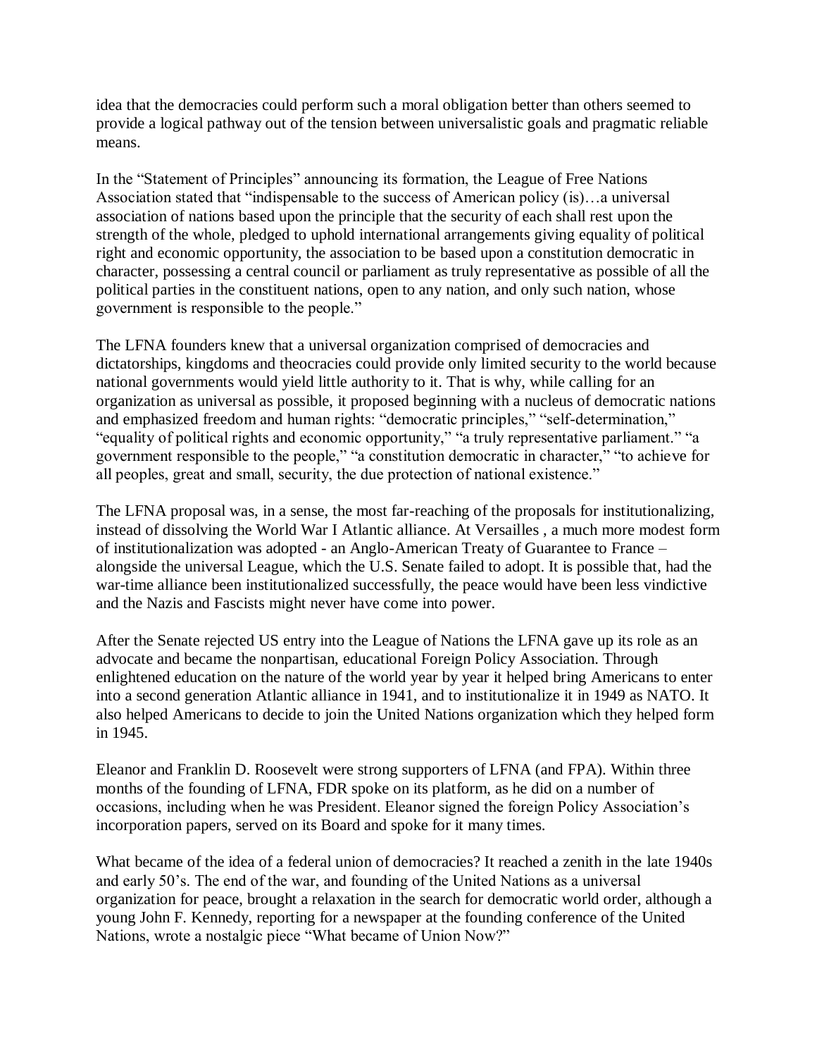idea that the democracies could perform such a moral obligation better than others seemed to provide a logical pathway out of the tension between universalistic goals and pragmatic reliable means.

In the "Statement of Principles" announcing its formation, the League of Free Nations Association stated that "indispensable to the success of American policy (is)…a universal association of nations based upon the principle that the security of each shall rest upon the strength of the whole, pledged to uphold international arrangements giving equality of political right and economic opportunity, the association to be based upon a constitution democratic in character, possessing a central council or parliament as truly representative as possible of all the political parties in the constituent nations, open to any nation, and only such nation, whose government is responsible to the people."

The LFNA founders knew that a universal organization comprised of democracies and dictatorships, kingdoms and theocracies could provide only limited security to the world because national governments would yield little authority to it. That is why, while calling for an organization as universal as possible, it proposed beginning with a nucleus of democratic nations and emphasized freedom and human rights: "democratic principles," "self-determination," "equality of political rights and economic opportunity," "a truly representative parliament." "a government responsible to the people," "a constitution democratic in character," "to achieve for all peoples, great and small, security, the due protection of national existence."

The LFNA proposal was, in a sense, the most far-reaching of the proposals for institutionalizing, instead of dissolving the World War I Atlantic alliance. At Versailles , a much more modest form of institutionalization was adopted - an Anglo-American Treaty of Guarantee to France – alongside the universal League, which the U.S. Senate failed to adopt. It is possible that, had the war-time alliance been institutionalized successfully, the peace would have been less vindictive and the Nazis and Fascists might never have come into power.

After the Senate rejected US entry into the League of Nations the LFNA gave up its role as an advocate and became the nonpartisan, educational Foreign Policy Association. Through enlightened education on the nature of the world year by year it helped bring Americans to enter into a second generation Atlantic alliance in 1941, and to institutionalize it in 1949 as NATO. It also helped Americans to decide to join the United Nations organization which they helped form in 1945.

Eleanor and Franklin D. Roosevelt were strong supporters of LFNA (and FPA). Within three months of the founding of LFNA, FDR spoke on its platform, as he did on a number of occasions, including when he was President. Eleanor signed the foreign Policy Association's incorporation papers, served on its Board and spoke for it many times.

What became of the idea of a federal union of democracies? It reached a zenith in the late 1940s and early 50's. The end of the war, and founding of the United Nations as a universal organization for peace, brought a relaxation in the search for democratic world order, although a young John F. Kennedy, reporting for a newspaper at the founding conference of the United Nations, wrote a nostalgic piece "What became of Union Now?"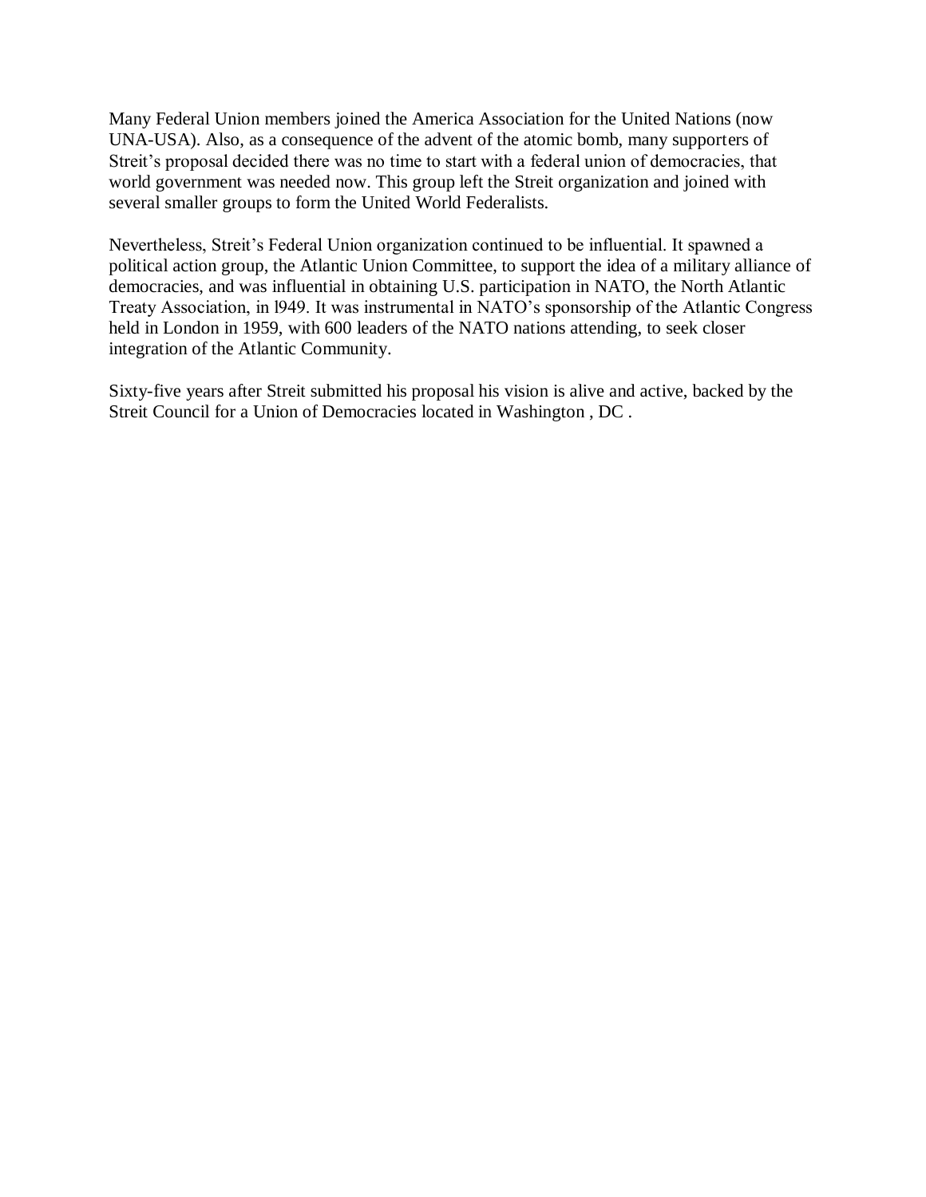Many Federal Union members joined the America Association for the United Nations (now UNA-USA). Also, as a consequence of the advent of the atomic bomb, many supporters of Streit's proposal decided there was no time to start with a federal union of democracies, that world government was needed now. This group left the Streit organization and joined with several smaller groups to form the United World Federalists.

Nevertheless, Streit's Federal Union organization continued to be influential. It spawned a political action group, the Atlantic Union Committee, to support the idea of a military alliance of democracies, and was influential in obtaining U.S. participation in NATO, the North Atlantic Treaty Association, in l949. It was instrumental in NATO's sponsorship of the Atlantic Congress held in London in 1959, with 600 leaders of the NATO nations attending, to seek closer integration of the Atlantic Community.

Sixty-five years after Streit submitted his proposal his vision is alive and active, backed by the Streit Council for a Union of Democracies located in Washington , DC .